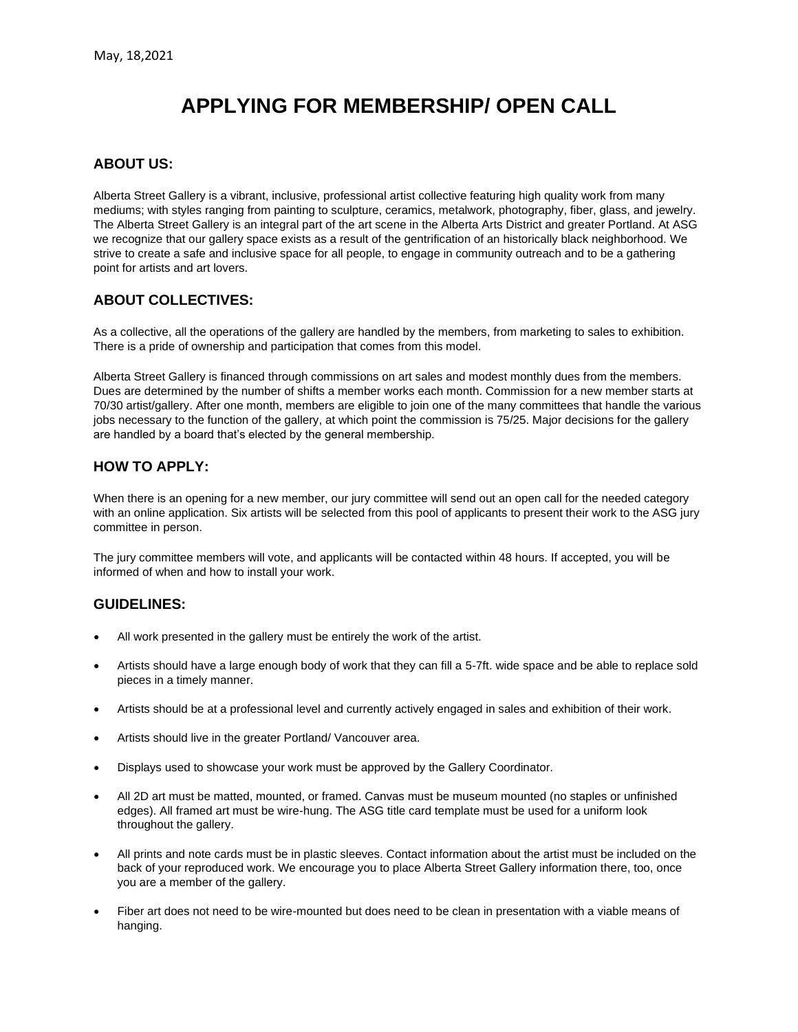May, 18,2021

# APPLYING FOR MEMBERSHIP/ OPEN CALL

## ABOUT US:

Alberta Street Gallery is a vibrant, inclusive, professional artist collective featuring high quality work from many mediums; with styles ranging from painting to sculpture, ceramics, metalwork, photography, fiber, glass, and jewelry. The Alberta Street Gallery is an integral part of the art scene in the Alberta Arts District and greater Portland. At ASG we recognize that our gallery space exists as a result of the gentrification of an historically black neighborhood. We strive to create a safe and inclusive space for all people, to engage in community outreach and to be a gathering point for artists and art lovers.

## ABOUT COLLECTIVES:

As a collective, all the operations of the gallery are handled by the members, from marketing to sales to exhibition. There is a pride of ownership and participation that comes from this model.

Alberta Street Gallery is financed through commissions on art sales and modest monthly dues from the members. Dues are determined by the number of shifts a member works each month. Commission for a new member starts at 70/30 artist/gallery. After one month, members are eligible to join one of the many committees that handle the various jobs necessary to the function of the gallery, at which point the commission is 75/25. Major decisions for the gallery are handled by a board that's elected by the general membership.

## HOW TO APPLY:

When there is an opening for a new member, our jury committee will send out an open call for the needed category with an online application. Six artists will be selected from this pool of applicants to present their work to the ASG jury committee in person.

The jury committee members will vote, and applicants will be contacted within 48 hours. If accepted, you will be informed of when and how to install your work.

## GUIDELINES:

- All work presented in the gallery must be entirely the work of the artist.
- Artists should have a large enough body of work that they can fill a 5-7ft. wide space and be able to replace sold pieces in a timely manner.
- Artists should be at a professional level and currently actively engaged in sales and exhibition of their work.
- Artists should live in the greater Portland/ Vancouver area.
- Displays used to showcase your work must be approved by the Gallery Coordinator.
- All 2D art must be matted, mounted, or framed. Canvas must be museum mounted (no staples or unfinished edges). All framed art must be wire-hung. The ASG title card template must be used for a uniform look throughout the gallery.
- All prints and note cards must be in plastic sleeves. Contact information about the artist must be included on the back of your reproduced work. We encourage you to place Alberta Street Gallery information there, too, once you are a member of the gallery.
- Fiber art does not need to be wire-mounted but does need to be clean in presentation with a viable means of hanging.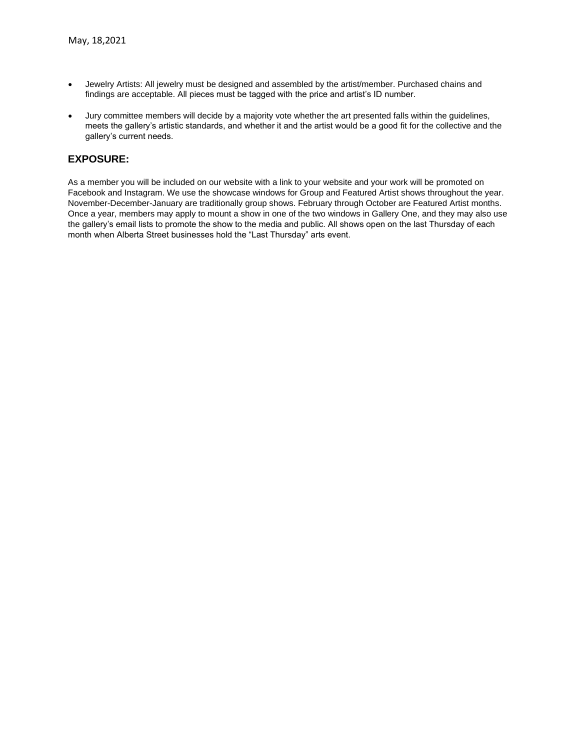- Jewelry Artists: All jewelry must be designed and assembled by the artist/member. Purchased chains and findings are acceptable. All pieces must be tagged with the price and artist's ID number.

- Jury committee members will decide by a majority vote whether the art presented falls within the guidelines, meets the gallery's artistic standards, and whether it and the artist would be a good fit for the collective and the gallery's current needs.

## EXPOSURE:

As a member you will be included on our website with a link to your website and your work will be promoted on Facebook and Instagram. We use the showcase windows for Group and Featured Artist shows throughout the year. November-December-January are traditionally group shows. February through October are Featured Artist months. Once a year, members may apply to mount a show in one of the two windows in Gallery One, and they may also use the gallery's email lists to promote the show to the media and public. All shows open on the last Thursday of each month when Alberta Street businesses hold the "Last Thursday" arts event.